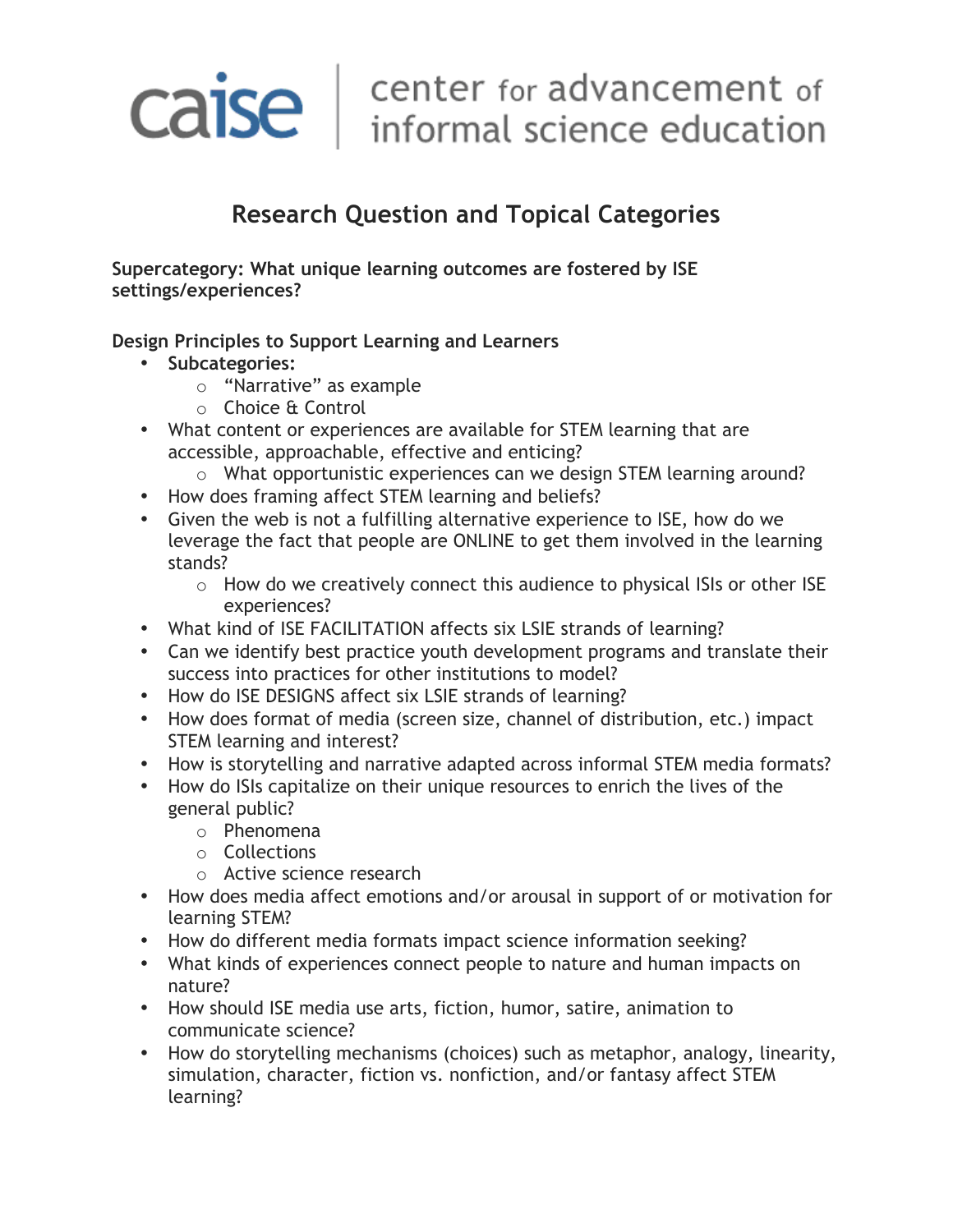caise | center for advancement of informal science education

# Research Question and Topical Categories

**Supercategory: What unique learning outcomes are fostered by ISE settings/experiences?**

**Design Principles to Support Learning and Learners**

- **Subcategories:**
  - "Narrative" as example
  - Choice & Control
- What content or experiences are available for STEM learning that are accessible, approachable, effective and enticing?
  - What opportunistic experiences can we design STEM learning around?
- How does framing affect STEM learning and beliefs?
- Given the web is not a fulfilling alternative experience to ISE, how do we leverage the fact that people are ONLINE to get them involved in the learning stands?
  - How do we creatively connect this audience to physical ISIs or other ISE experiences?
- What kind of ISE FACILITATION affects six LSIE strands of learning?
- Can we identify best practice youth development programs and translate their success into practices for other institutions to model?
- How do ISE DESIGNS affect six LSIE strands of learning?
- How does format of media (screen size, channel of distribution, etc.) impact STEM learning and interest?
- How is storytelling and narrative adapted across informal STEM media formats?
- How do ISIs capitalize on their unique resources to enrich the lives of the general public?
  - Phenomena
  - Collections
  - Active science research
- How does media affect emotions and/or arousal in support of or motivation for learning STEM?
- How do different media formats impact science information seeking?
- What kinds of experiences connect people to nature and human impacts on nature?
- How should ISE media use arts, fiction, humor, satire, animation to communicate science?
- How do storytelling mechanisms (choices) such as metaphor, analogy, linearity, simulation, character, fiction vs. nonfiction, and/or fantasy affect STEM learning?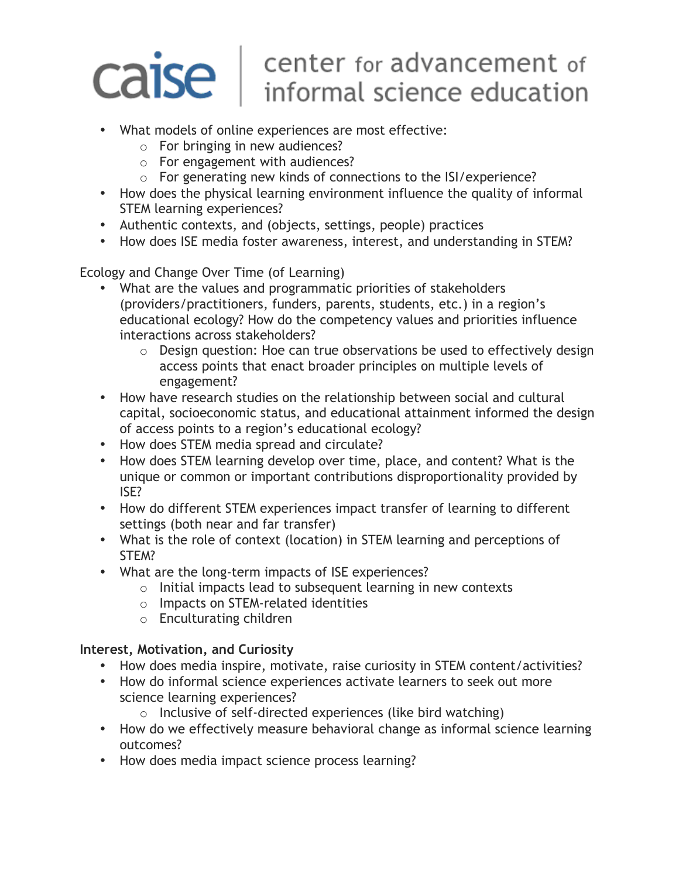- What models of online experiences are most effective:
  - For bringing in new audiences?
  - For engagement with audiences?
  - For generating new kinds of connections to the ISI/experience?
- How does the physical learning environment influence the quality of informal STEM learning experiences?
- Authentic contexts, and (objects, settings, people) practices
- How does ISE media foster awareness, interest, and understanding in STEM?

Ecology and Change Over Time (of Learning)

- What are the values and programmatic priorities of stakeholders (providers/practitioners, funders, parents, students, etc.) in a region's educational ecology? How do the competency values and priorities influence interactions across stakeholders?
  - Design question: Hoe can true observations be used to effectively design access points that enact broader principles on multiple levels of engagement?
- How have research studies on the relationship between social and cultural capital, socioeconomic status, and educational attainment informed the design of access points to a region's educational ecology?
- How does STEM media spread and circulate?
- How does STEM learning develop over time, place, and content? What is the unique or common or important contributions disproportionality provided by ISE?
- How do different STEM experiences impact transfer of learning to different settings (both near and far transfer)
- What is the role of context (location) in STEM learning and perceptions of STEM?
- What are the long-term impacts of ISE experiences?
  - Initial impacts lead to subsequent learning in new contexts
  - Impacts on STEM-related identities
  - Enculturating children

**Interest, Motivation, and Curiosity**

- How does media inspire, motivate, raise curiosity in STEM content/activities?
- How do informal science experiences activate learners to seek out more science learning experiences?
  - Inclusive of self-directed experiences (like bird watching)
- How do we effectively measure behavioral change as informal science learning outcomes?
- How does media impact science process learning?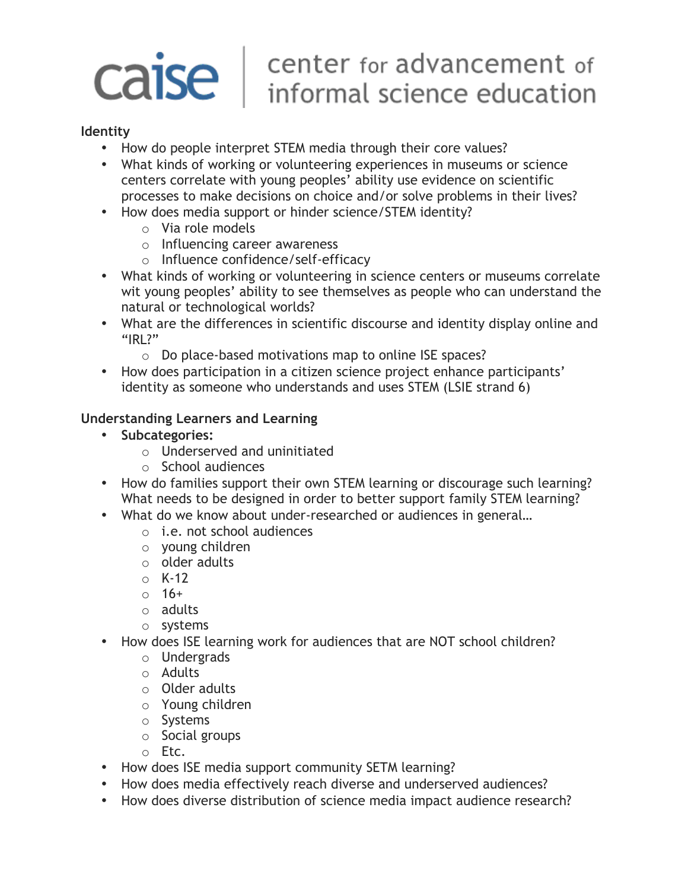**Identity**

- How do people interpret STEM media through their core values?
- What kinds of working or volunteering experiences in museums or science centers correlate with young peoples' ability use evidence on scientific processes to make decisions on choice and/or solve problems in their lives?
- How does media support or hinder science/STEM identity?
  - Via role models
  - Influencing career awareness
  - Influence confidence/self-efficacy
- What kinds of working or volunteering in science centers or museums correlate wit young peoples' ability to see themselves as people who can understand the natural or technological worlds?
- What are the differences in scientific discourse and identity display online and "IRL?"
  - Do place-based motivations map to online ISE spaces?
- How does participation in a citizen science project enhance participants' identity as someone who understands and uses STEM (LSIE strand 6)

**Understanding Learners and Learning**

- **Subcategories:**
  - Underserved and uninitiated
  - School audiences
- How do families support their own STEM learning or discourage such learning? What needs to be designed in order to better support family STEM learning?
- What do we know about under-researched or audiences in general…
  - i.e. not school audiences
  - young children
  - older adults
  - K-12
  - 16+
  - adults
  - systems
- How does ISE learning work for audiences that are NOT school children?
  - Undergrads
  - Adults
  - Older adults
  - Young children
  - Systems
  - Social groups
  - Etc.
- How does ISE media support community SETM learning?
- How does media effectively reach diverse and underserved audiences?
- How does diverse distribution of science media impact audience research?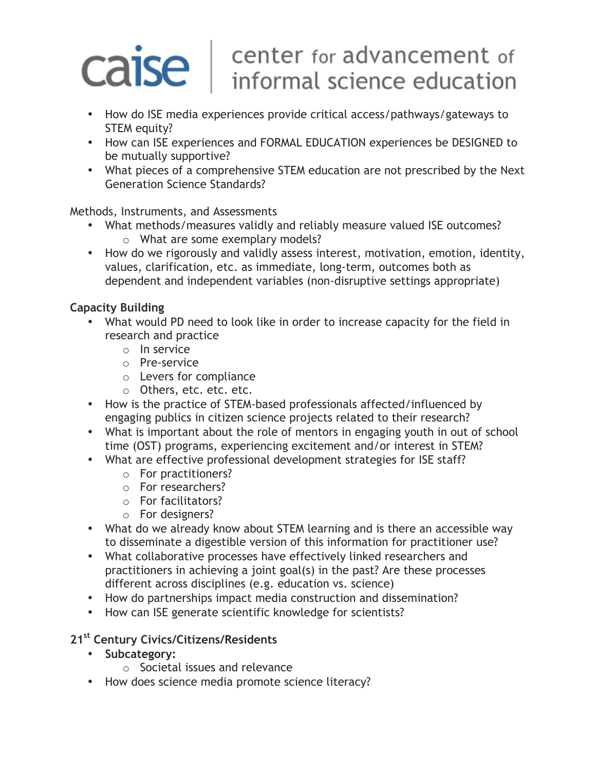- How do ISE media experiences provide critical access/pathways/gateways to STEM equity?
- How can ISE experiences and FORMAL EDUCATION experiences be DESIGNED to be mutually supportive?
- What pieces of a comprehensive STEM education are not prescribed by the Next Generation Science Standards?

Methods, Instruments, and Assessments

- What methods/measures validly and reliably measure valued ISE outcomes?
  - What are some exemplary models?
- How do we rigorously and validly assess interest, motivation, emotion, identity, values, clarification, etc. as immediate, long-term, outcomes both as dependent and independent variables (non-disruptive settings appropriate)

**Capacity Building**

- What would PD need to look like in order to increase capacity for the field in research and practice
  - In service
  - Pre-service
  - Levers for compliance
  - Others, etc. etc. etc.
- How is the practice of STEM-based professionals affected/influenced by engaging publics in citizen science projects related to their research?
- What is important about the role of mentors in engaging youth in out of school time (OST) programs, experiencing excitement and/or interest in STEM?
- What are effective professional development strategies for ISE staff?
  - For practitioners?
  - For researchers?
  - For facilitators?
  - For designers?
- What do we already know about STEM learning and is there an accessible way to disseminate a digestible version of this information for practitioner use?
- What collaborative processes have effectively linked researchers and practitioners in achieving a joint goal(s) in the past? Are these processes different across disciplines (e.g. education vs. science)
- How do partnerships impact media construction and dissemination?
- How can ISE generate scientific knowledge for scientists?

**21st Century Civics/Citizens/Residents**

- **Subcategory:**
  - Societal issues and relevance
- How does science media promote science literacy?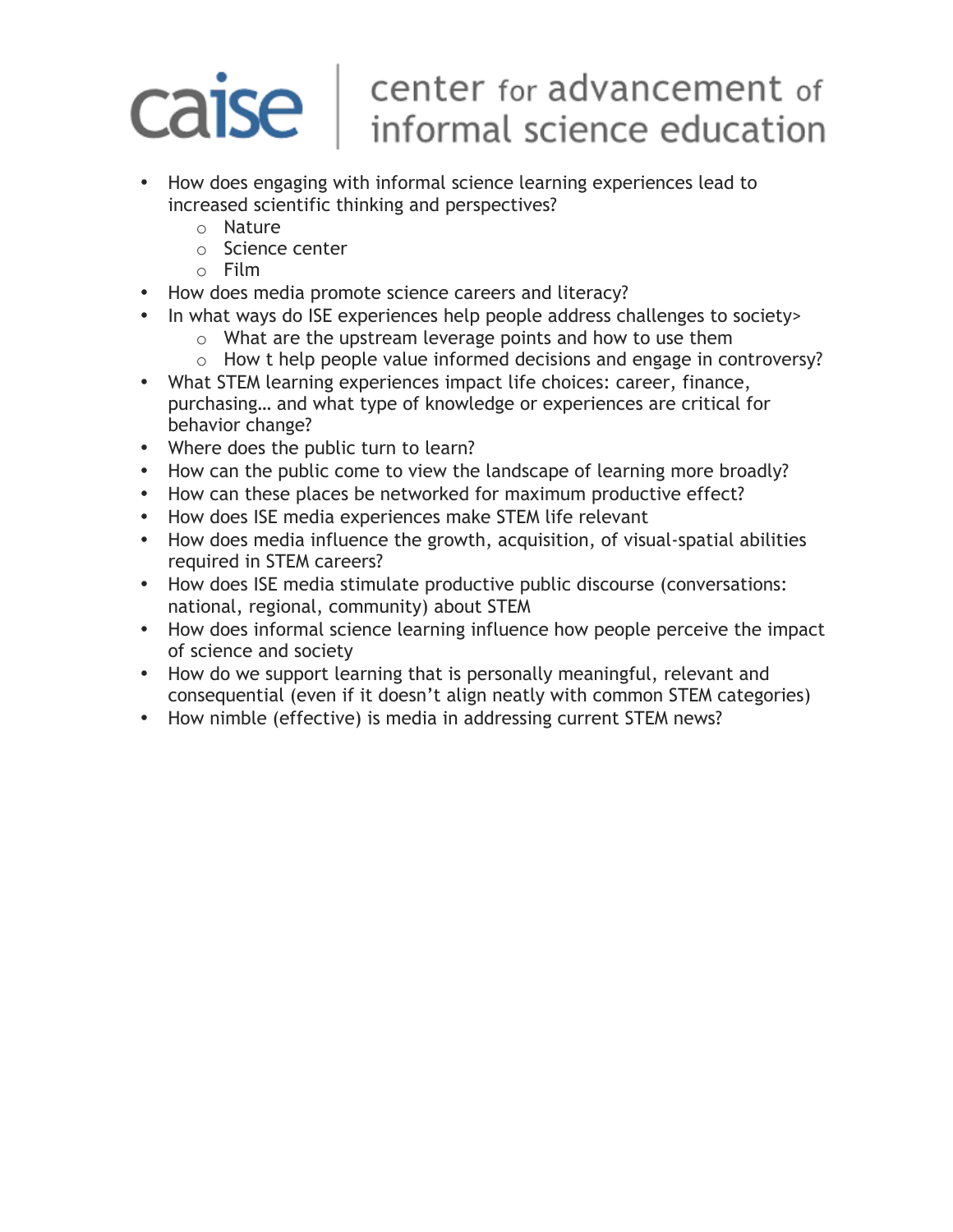- How does engaging with informal science learning experiences lead to increased scientific thinking and perspectives?
  - Nature
  - Science center
  - Film
- How does media promote science careers and literacy?
- In what ways do ISE experiences help people address challenges to society>
  - What are the upstream leverage points and how to use them
  - How t help people value informed decisions and engage in controversy?
- What STEM learning experiences impact life choices: career, finance, purchasing… and what type of knowledge or experiences are critical for behavior change?
- Where does the public turn to learn?
- How can the public come to view the landscape of learning more broadly?
- How can these places be networked for maximum productive effect?
- How does ISE media experiences make STEM life relevant
- How does media influence the growth, acquisition, of visual-spatial abilities required in STEM careers?
- How does ISE media stimulate productive public discourse (conversations: national, regional, community) about STEM
- How does informal science learning influence how people perceive the impact of science and society
- How do we support learning that is personally meaningful, relevant and consequential (even if it doesn't align neatly with common STEM categories)
- How nimble (effective) is media in addressing current STEM news?